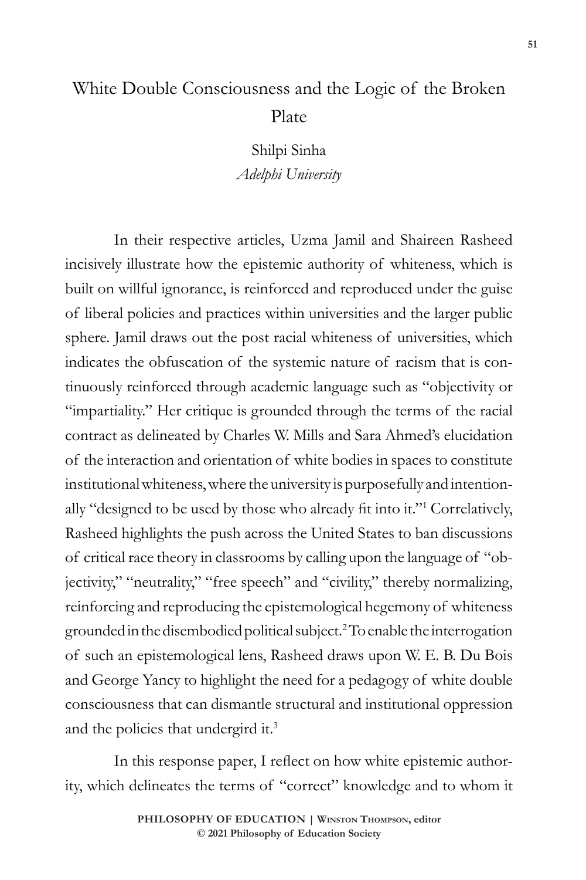# White Double Consciousness and the Logic of the Broken Plate

Shilpi Sinha
*Adelphi University*

In their respective articles, Uzma Jamil and Shaireen Rasheed incisively illustrate how the epistemic authority of whiteness, which is built on willful ignorance, is reinforced and reproduced under the guise of liberal policies and practices within universities and the larger public sphere. Jamil draws out the post racial whiteness of universities, which indicates the obfuscation of the systemic nature of racism that is continuously reinforced through academic language such as "objectivity or "impartiality." Her critique is grounded through the terms of the racial contract as delineated by Charles W. Mills and Sara Ahmed's elucidation of the interaction and orientation of white bodies in spaces to constitute institutional whiteness, where the university is purposefully and intentionally "designed to be used by those who already fit into it."[1] Correlatively, Rasheed highlights the push across the United States to ban discussions of critical race theory in classrooms by calling upon the language of "objectivity," "neutrality," "free speech" and "civility," thereby normalizing, reinforcing and reproducing the epistemological hegemony of whiteness grounded in the disembodied political subject.[2] To enable the interrogation of such an epistemological lens, Rasheed draws upon W. E. B. Du Bois and George Yancy to highlight the need for a pedagogy of white double consciousness that can dismantle structural and institutional oppression and the policies that undergird it.[3]

In this response paper, I reflect on how white epistemic authority, which delineates the terms of "correct" knowledge and to whom it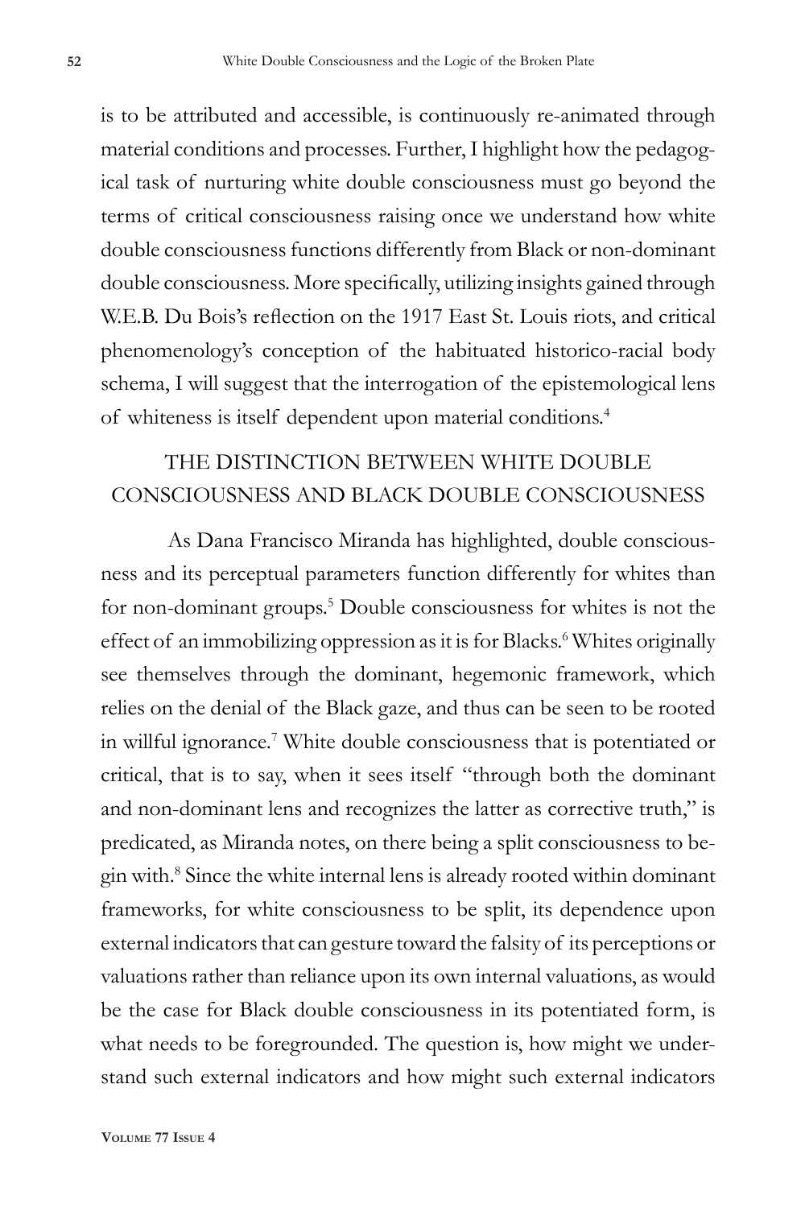is to be attributed and accessible, is continuously re-animated through material conditions and processes. Further, I highlight how the pedagogical task of nurturing white double consciousness must go beyond the terms of critical consciousness raising once we understand how white double consciousness functions differently from Black or non-dominant double consciousness. More specifically, utilizing insights gained through W.E.B. Du Bois's reflection on the 1917 East St. Louis riots, and critical phenomenology's conception of the habituated historico-racial body schema, I will suggest that the interrogation of the epistemological lens of whiteness is itself dependent upon material conditions.[4]

## THE DISTINCTION BETWEEN WHITE DOUBLE CONSCIOUSNESS AND BLACK DOUBLE CONSCIOUSNESS

As Dana Francisco Miranda has highlighted, double consciousness and its perceptual parameters function differently for whites than for non-dominant groups.[5] Double consciousness for whites is not the effect of an immobilizing oppression as it is for Blacks.[6] Whites originally see themselves through the dominant, hegemonic framework, which relies on the denial of the Black gaze, and thus can be seen to be rooted in willful ignorance.[7] White double consciousness that is potentiated or critical, that is to say, when it sees itself "through both the dominant and non-dominant lens and recognizes the latter as corrective truth," is predicated, as Miranda notes, on there being a split consciousness to begin with.[8] Since the white internal lens is already rooted within dominant frameworks, for white consciousness to be split, its dependence upon external indicators that can gesture toward the falsity of its perceptions or valuations rather than reliance upon its own internal valuations, as would be the case for Black double consciousness in its potentiated form, is what needs to be foregrounded. The question is, how might we understand such external indicators and how might such external indicators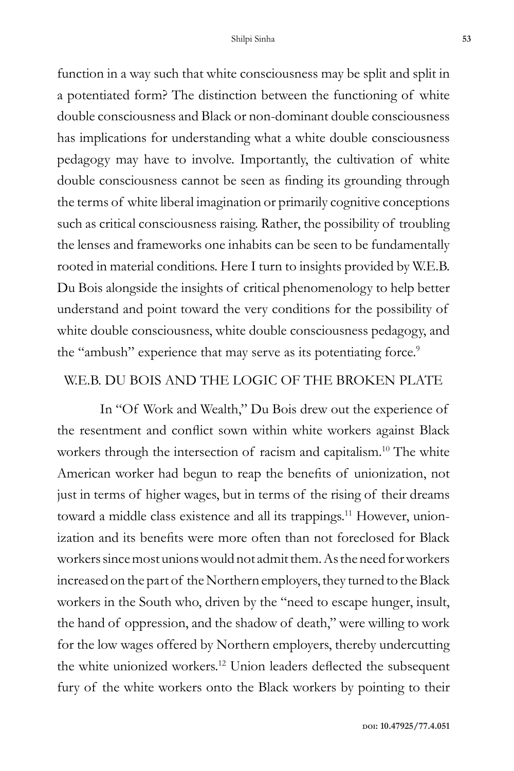function in a way such that white consciousness may be split and split in a potentiated form? The distinction between the functioning of white double consciousness and Black or non-dominant double consciousness has implications for understanding what a white double consciousness pedagogy may have to involve. Importantly, the cultivation of white double consciousness cannot be seen as finding its grounding through the terms of white liberal imagination or primarily cognitive conceptions such as critical consciousness raising. Rather, the possibility of troubling the lenses and frameworks one inhabits can be seen to be fundamentally rooted in material conditions. Here I turn to insights provided by W.E.B. Du Bois alongside the insights of critical phenomenology to help better understand and point toward the very conditions for the possibility of white double consciousness, white double consciousness pedagogy, and the "ambush" experience that may serve as its potentiating force.[9]

## W.E.B. DU BOIS AND THE LOGIC OF THE BROKEN PLATE

In "Of Work and Wealth," Du Bois drew out the experience of the resentment and conflict sown within white workers against Black workers through the intersection of racism and capitalism.[10] The white American worker had begun to reap the benefits of unionization, not just in terms of higher wages, but in terms of the rising of their dreams toward a middle class existence and all its trappings.[11] However, unionization and its benefits were more often than not foreclosed for Black workers since most unions would not admit them. As the need for workers increased on the part of the Northern employers, they turned to the Black workers in the South who, driven by the "need to escape hunger, insult, the hand of oppression, and the shadow of death," were willing to work for the low wages offered by Northern employers, thereby undercutting the white unionized workers.[12] Union leaders deflected the subsequent fury of the white workers onto the Black workers by pointing to their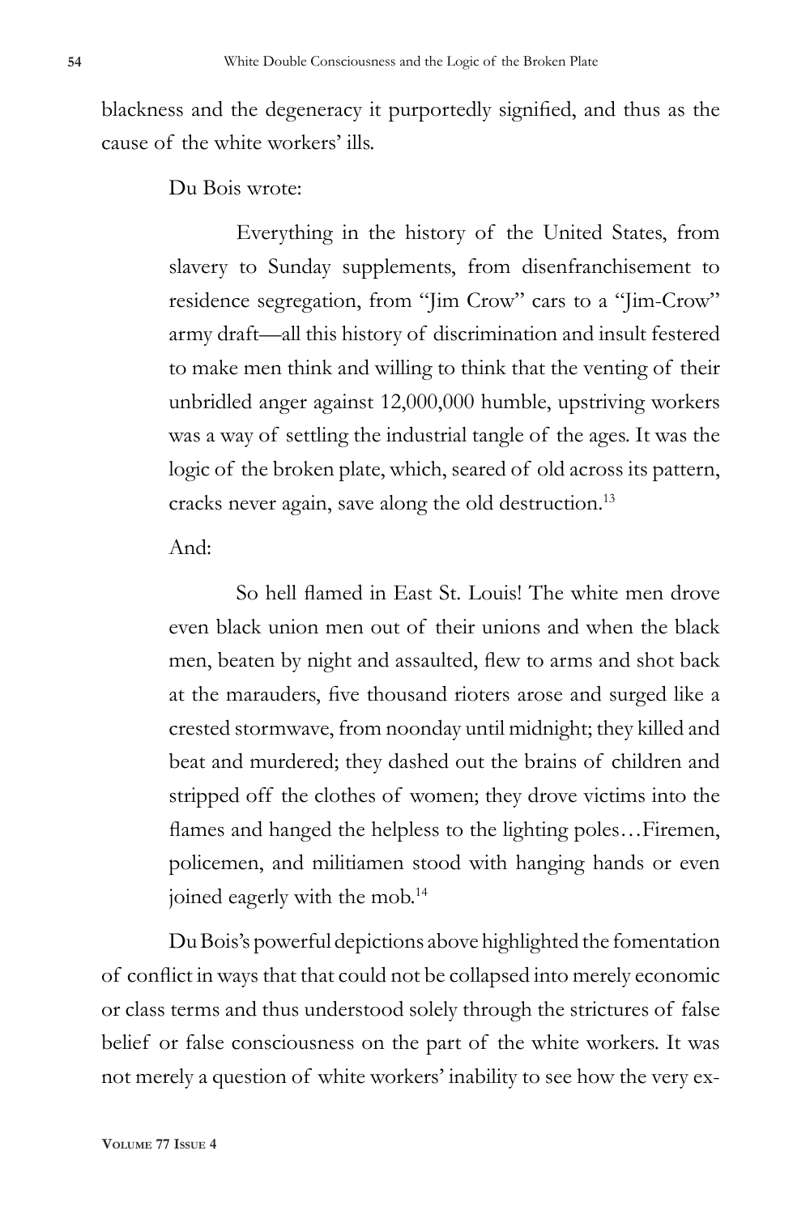blackness and the degeneracy it purportedly signified, and thus as the cause of the white workers' ills.

Du Bois wrote:

> Everything in the history of the United States, from slavery to Sunday supplements, from disenfranchisement to residence segregation, from "Jim Crow" cars to a "Jim-Crow" army draft—all this history of discrimination and insult festered to make men think and willing to think that the venting of their unbridled anger against 12,000,000 humble, upstriving workers was a way of settling the industrial tangle of the ages. It was the logic of the broken plate, which, seared of old across its pattern, cracks never again, save along the old destruction.[13]

And:

> So hell flamed in East St. Louis! The white men drove even black union men out of their unions and when the black men, beaten by night and assaulted, flew to arms and shot back at the marauders, five thousand rioters arose and surged like a crested stormwave, from noonday until midnight; they killed and beat and murdered; they dashed out the brains of children and stripped off the clothes of women; they drove victims into the flames and hanged the helpless to the lighting poles…Firemen, policemen, and militiamen stood with hanging hands or even joined eagerly with the mob.[14]

Du Bois's powerful depictions above highlighted the fomentation of conflict in ways that that could not be collapsed into merely economic or class terms and thus understood solely through the strictures of false belief or false consciousness on the part of the white workers. It was not merely a question of white workers' inability to see how the very ex-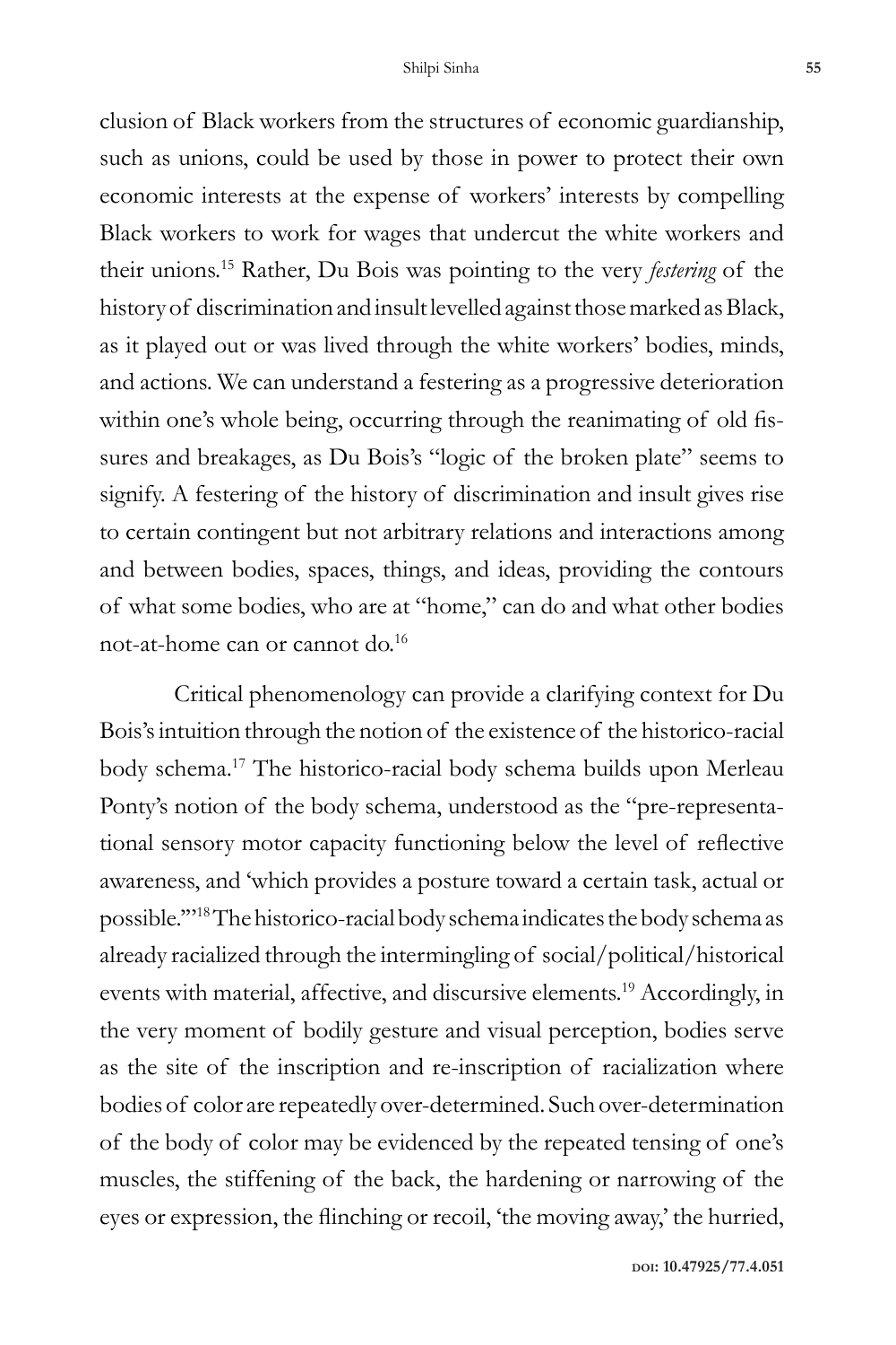clusion of Black workers from the structures of economic guardianship, such as unions, could be used by those in power to protect their own economic interests at the expense of workers' interests by compelling Black workers to work for wages that undercut the white workers and their unions.[15] Rather, Du Bois was pointing to the very *festering* of the history of discrimination and insult levelled against those marked as Black, as it played out or was lived through the white workers' bodies, minds, and actions. We can understand a festering as a progressive deterioration within one's whole being, occurring through the reanimating of old fissures and breakages, as Du Bois's "logic of the broken plate" seems to signify. A festering of the history of discrimination and insult gives rise to certain contingent but not arbitrary relations and interactions among and between bodies, spaces, things, and ideas, providing the contours of what some bodies, who are at "home," can do and what other bodies not-at-home can or cannot do.[16]

Critical phenomenology can provide a clarifying context for Du Bois's intuition through the notion of the existence of the historico-racial body schema.[17] The historico-racial body schema builds upon Merleau Ponty's notion of the body schema, understood as the "pre-representational sensory motor capacity functioning below the level of reflective awareness, and 'which provides a posture toward a certain task, actual or possible.'"[18] The historico-racial body schema indicates the body schema as already racialized through the intermingling of social/political/historical events with material, affective, and discursive elements.[19] Accordingly, in the very moment of bodily gesture and visual perception, bodies serve as the site of the inscription and re-inscription of racialization where bodies of color are repeatedly over-determined. Such over-determination of the body of color may be evidenced by the repeated tensing of one's muscles, the stiffening of the back, the hardening or narrowing of the eyes or expression, the flinching or recoil, 'the moving away,' the hurried,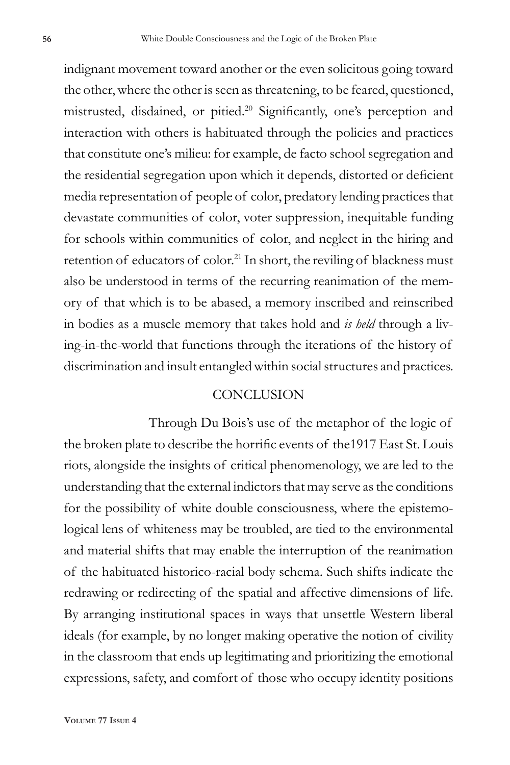indignant movement toward another or the even solicitous going toward the other, where the other is seen as threatening, to be feared, questioned, mistrusted, disdained, or pitied.[20] Significantly, one's perception and interaction with others is habituated through the policies and practices that constitute one's milieu: for example, de facto school segregation and the residential segregation upon which it depends, distorted or deficient media representation of people of color, predatory lending practices that devastate communities of color, voter suppression, inequitable funding for schools within communities of color, and neglect in the hiring and retention of educators of color.[21] In short, the reviling of blackness must also be understood in terms of the recurring reanimation of the memory of that which is to be abased, a memory inscribed and reinscribed in bodies as a muscle memory that takes hold and *is held* through a living-in-the-world that functions through the iterations of the history of discrimination and insult entangled within social structures and practices.

## CONCLUSION

Through Du Bois's use of the metaphor of the logic of the broken plate to describe the horrific events of the1917 East St. Louis riots, alongside the insights of critical phenomenology, we are led to the understanding that the external indictors that may serve as the conditions for the possibility of white double consciousness, where the epistemological lens of whiteness may be troubled, are tied to the environmental and material shifts that may enable the interruption of the reanimation of the habituated historico-racial body schema. Such shifts indicate the redrawing or redirecting of the spatial and affective dimensions of life. By arranging institutional spaces in ways that unsettle Western liberal ideals (for example, by no longer making operative the notion of civility in the classroom that ends up legitimating and prioritizing the emotional expressions, safety, and comfort of those who occupy identity positions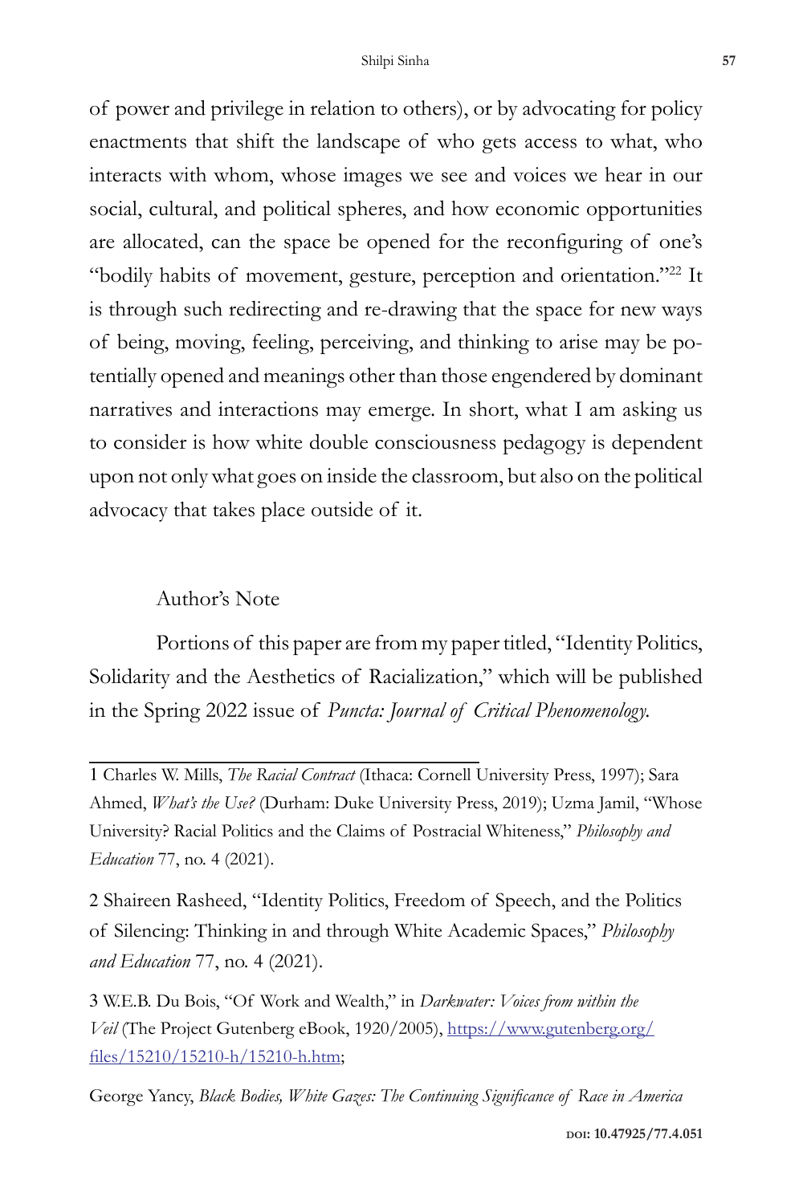of power and privilege in relation to others), or by advocating for policy enactments that shift the landscape of who gets access to what, who interacts with whom, whose images we see and voices we hear in our social, cultural, and political spheres, and how economic opportunities are allocated, can the space be opened for the reconfiguring of one's "bodily habits of movement, gesture, perception and orientation."[22] It is through such redirecting and re-drawing that the space for new ways of being, moving, feeling, perceiving, and thinking to arise may be potentially opened and meanings other than those engendered by dominant narratives and interactions may emerge. In short, what I am asking us to consider is how white double consciousness pedagogy is dependent upon not only what goes on inside the classroom, but also on the political advocacy that takes place outside of it.

## Author's Note

Portions of this paper are from my paper titled, "Identity Politics, Solidarity and the Aesthetics of Racialization," which will be published in the Spring 2022 issue of *Puncta: Journal of Critical Phenomenology.*

---

1 Charles W. Mills, *The Racial Contract* (Ithaca: Cornell University Press, 1997); Sara Ahmed, *What's the Use?* (Durham: Duke University Press, 2019); Uzma Jamil, "Whose University? Racial Politics and the Claims of Postracial Whiteness," *Philosophy and Education* 77, no. 4 (2021).

2 Shaireen Rasheed, "Identity Politics, Freedom of Speech, and the Politics of Silencing: Thinking in and through White Academic Spaces," *Philosophy and Education* 77, no. 4 (2021).

3 W.E.B. Du Bois, "Of Work and Wealth," in *Darkwater: Voices from within the Veil* (The Project Gutenberg eBook, 1920/2005), https://www.gutenberg.org/files/15210/15210-h/15210-h.htm;

George Yancy, *Black Bodies, White Gazes: The Continuing Significance of Race in America*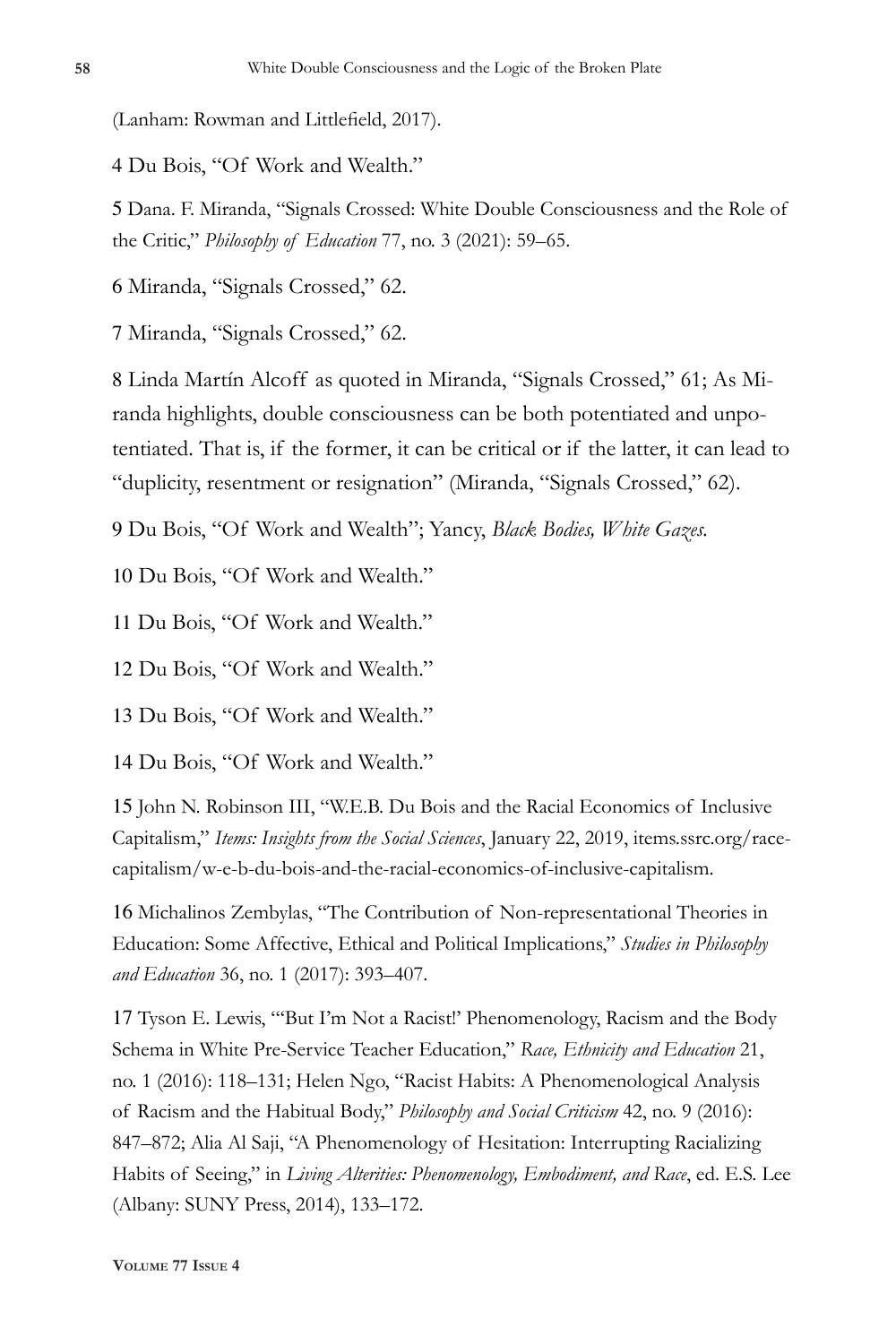(Lanham: Rowman and Littlefield, 2017).

4 Du Bois, "Of Work and Wealth."

5 Dana. F. Miranda, "Signals Crossed: White Double Consciousness and the Role of the Critic," *Philosophy of Education* 77, no. 3 (2021): 59–65.

6 Miranda, "Signals Crossed," 62.

7 Miranda, "Signals Crossed," 62.

8 Linda Martín Alcoff as quoted in Miranda, "Signals Crossed," 61; As Miranda highlights, double consciousness can be both potentiated and unpotentiated. That is, if the former, it can be critical or if the latter, it can lead to "duplicity, resentment or resignation" (Miranda, "Signals Crossed," 62).

9 Du Bois, "Of Work and Wealth"; Yancy, *Black Bodies, White Gazes.*

10 Du Bois, "Of Work and Wealth."

11 Du Bois, "Of Work and Wealth."

12 Du Bois, "Of Work and Wealth."

13 Du Bois, "Of Work and Wealth."

14 Du Bois, "Of Work and Wealth."

15 John N. Robinson III, "W.E.B. Du Bois and the Racial Economics of Inclusive Capitalism," *Items: Insights from the Social Sciences*, January 22, 2019, items.ssrc.org/race-capitalism/w-e-b-du-bois-and-the-racial-economics-of-inclusive-capitalism.

16 Michalinos Zembylas, "The Contribution of Non-representational Theories in Education: Some Affective, Ethical and Political Implications," *Studies in Philosophy and Education* 36, no. 1 (2017): 393–407.

17 Tyson E. Lewis, "'But I'm Not a Racist!' Phenomenology, Racism and the Body Schema in White Pre-Service Teacher Education," *Race, Ethnicity and Education* 21, no. 1 (2016): 118–131; Helen Ngo, "Racist Habits: A Phenomenological Analysis of Racism and the Habitual Body," *Philosophy and Social Criticism* 42, no. 9 (2016): 847–872; Alia Al Saji, "A Phenomenology of Hesitation: Interrupting Racializing Habits of Seeing," in *Living Alterities: Phenomenology, Embodiment, and Race*, ed. E.S. Lee (Albany: SUNY Press, 2014), 133–172.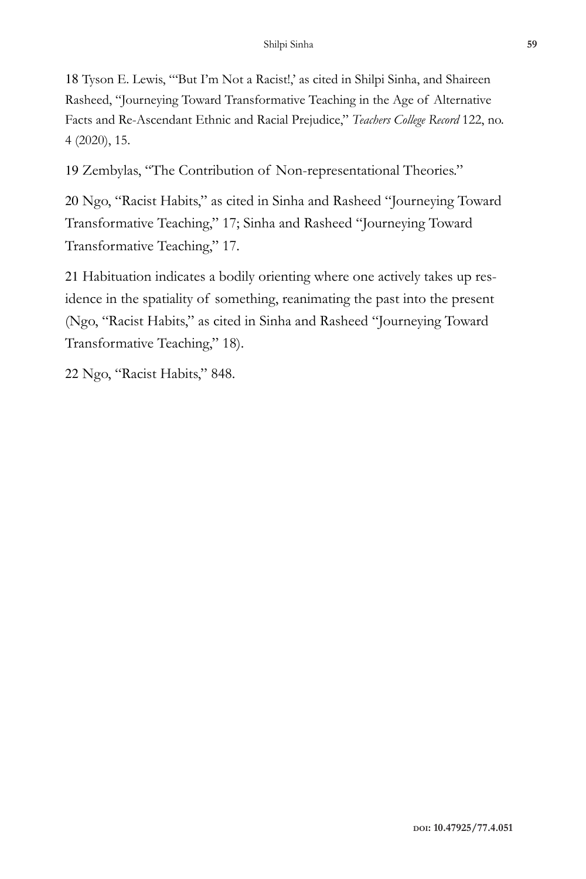18 Tyson E. Lewis, "'But I'm Not a Racist!,' as cited in Shilpi Sinha, and Shaireen Rasheed, "Journeying Toward Transformative Teaching in the Age of Alternative Facts and Re-Ascendant Ethnic and Racial Prejudice," *Teachers College Record* 122, no. 4 (2020), 15.

19 Zembylas, "The Contribution of Non-representational Theories."

20 Ngo, "Racist Habits," as cited in Sinha and Rasheed "Journeying Toward Transformative Teaching," 17; Sinha and Rasheed "Journeying Toward Transformative Teaching," 17.

21 Habituation indicates a bodily orienting where one actively takes up residence in the spatiality of something, reanimating the past into the present (Ngo, "Racist Habits," as cited in Sinha and Rasheed "Journeying Toward Transformative Teaching," 18).

22 Ngo, "Racist Habits," 848.